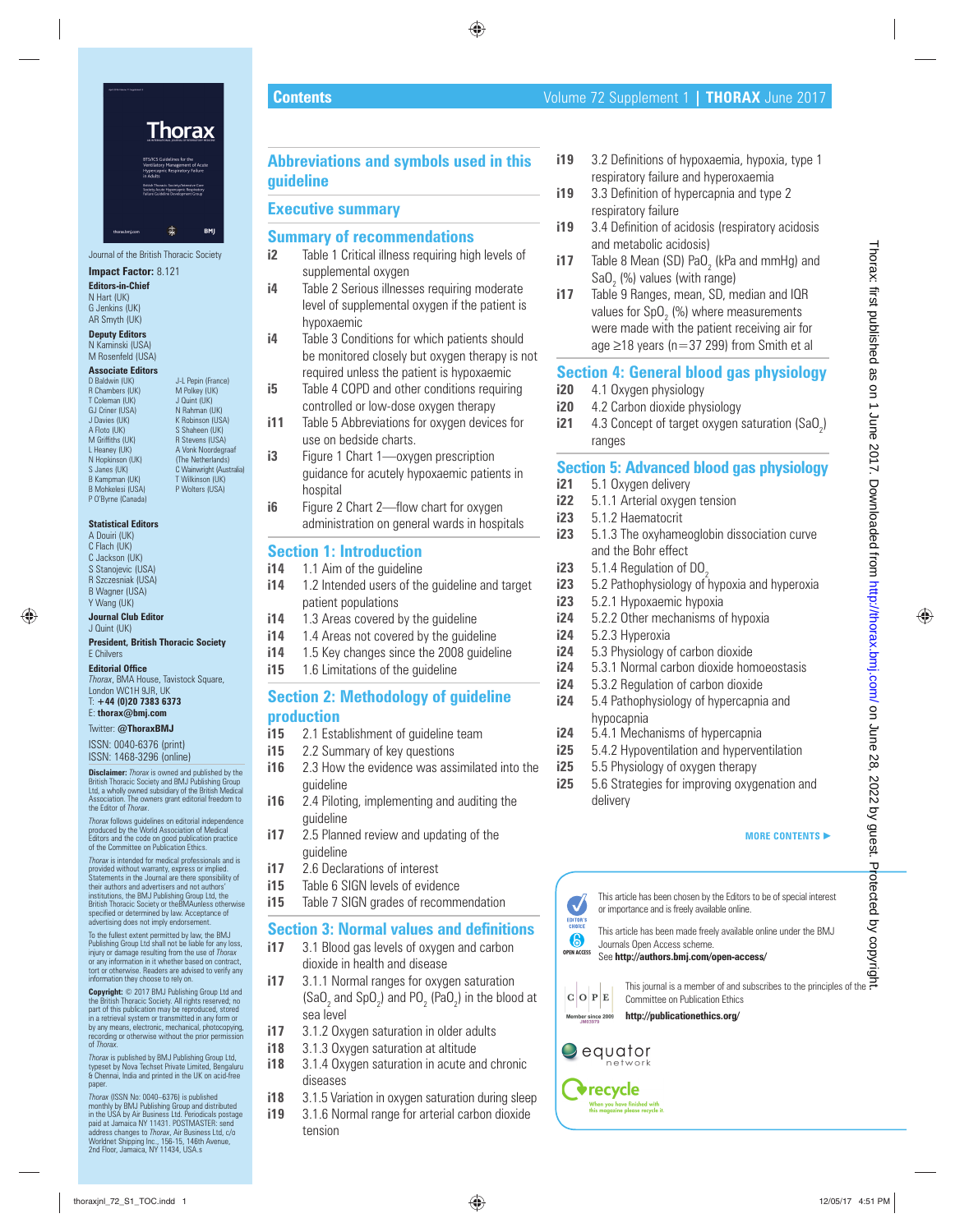Journal of the British Thoracic Society

**Impact Factor:** 8.121

**Editors-in-Chief**
N Hart (UK)
G Jenkins (UK)
AR Smyth (UK)

**Deputy Editors**
N Kaminski (USA)
M Rosenfeld (USA)

**Associate Editors**
D Baldwin (UK)
R Chambers (UK)
T Coleman (UK)
GJ Criner (USA)
J Davies (UK)
A Floto (UK)
M Griffiths (UK)
L Heaney (UK)
N Hopkinson (UK)
S Janes (UK)
B Kampman (UK)
B Mohkelesi (USA)
P O'Byrne (Canada)
J-L Pepin (France)
M Polkey (UK)
J Quint (UK)
N Rahman (UK)
K Robinson (USA)
S Shaheen (UK)
R Stevens (USA)
A Vonk Noordegraaf (The Netherlands)
C Wainwright (Australia)
T Wilkinson (UK)
P Wolters (USA)

**Statistical Editors**
A Douiri (UK)
C Flach (UK)
C Jackson (UK)
S Stanojevic (USA)
R Szczesniak (USA)
B Wagner (USA)
Y Wang (UK)

**Journal Club Editor**
J Quint (UK)

**President, British Thoracic Society**
E Chilvers

**Editorial Office**
*Thorax*, BMA House, Tavistock Square, London WC1H 9JR, UK
T: **+44 (0)20 7383 6373**
E: **thorax@bmj.com**

Twitter: **@ThoraxBMJ**

ISSN: 0040-6376 (print)
ISSN: 1468-3296 (online)

**Disclaimer:** *Thorax* is owned and published by the British Thoracic Society and BMJ Publishing Group Ltd, a wholly owned subsidiary of the British Medical Association. The owners grant editorial freedom to the Editor of *Thorax*.

*Thorax* follows guidelines on editorial independence produced by the World Association of Medical Editors and the code on good publication practice of the Committee on Publication Ethics.

*Thorax* is intended for medical professionals and is provided without warranty, express or implied. Statements in the Journal are there sponsibility of their authors and advertisers and not authors' institutions, the BMJ Publishing Group Ltd, the British Thoracic Society or theBMAunless otherwise specified or determined by law. Acceptance of advertising does not imply endorsement.

To the fullest extent permitted by law, the BMJ Publishing Group Ltd shall not be liable for any loss, injury or damage resulting from the use of *Thorax* or any information in it whether based on contract, tort or otherwise. Readers are advised to verify any information they choose to rely on.

**Copyright:** © 2017 BMJ Publishing Group Ltd and the British Thoracic Society. All rights reserved; no part of this publication may be reproduced, stored in a retrieval system or transmitted in any form or by any means, electronic, mechanical, photocopying, recording or otherwise without the prior permission of *Thorax*.

*Thorax* is published by BMJ Publishing Group Ltd, typeset by Nova Techset Private Limited, Bengaluru & Chennai, India and printed in the UK on acid-free paper.

*Thorax* (ISSN No: 0040–6376) is published monthly by BMJ Publishing Group and distributed in the USA by Air Business Ltd. Periodicals postage paid at Jamaica NY 11431. POSTMASTER: send address changes to *Thorax*, Air Business Ltd, c/o Worldnet Shipping Inc., 156-15, 146th Avenue, 2nd Floor, Jamaica, NY 11434, USA.s

# Contents

## Abbreviations and symbols used in this guideline

## Executive summary

## Summary of recommendations

- i2 Table 1 Critical illness requiring high levels of supplemental oxygen
- i4 Table 2 Serious illnesses requiring moderate level of supplemental oxygen if the patient is hypoxaemic
- i4 Table 3 Conditions for which patients should be monitored closely but oxygen therapy is not required unless the patient is hypoxaemic
- i5 Table 4 COPD and other conditions requiring controlled or low-dose oxygen therapy
- i11 Table 5 Abbreviations for oxygen devices for use on bedside charts.
- i3 Figure 1 Chart 1—oxygen prescription guidance for acutely hypoxaemic patients in hospital
- i6 Figure 2 Chart 2—flow chart for oxygen administration on general wards in hospitals

## Section 1: Introduction

- i14 1.1 Aim of the guideline
- i14 1.2 Intended users of the guideline and target patient populations
- i14 1.3 Areas covered by the guideline
- i14 1.4 Areas not covered by the guideline
- i14 1.5 Key changes since the 2008 guideline
- i15 1.6 Limitations of the guideline

## Section 2: Methodology of guideline production

- i15 2.1 Establishment of guideline team
- i15 2.2 Summary of key questions
- i16 2.3 How the evidence was assimilated into the guideline
- i16 2.4 Piloting, implementing and auditing the guideline
- i17 2.5 Planned review and updating of the guideline
- i17 2.6 Declarations of interest
- i15 Table 6 SIGN levels of evidence
- i15 Table 7 SIGN grades of recommendation

## Section 3: Normal values and definitions

- i17 3.1 Blood gas levels of oxygen and carbon dioxide in health and disease
- i17 3.1.1 Normal ranges for oxygen saturation ($SaO_2$ and $SpO_2$) and $PO_2$ ($PaO_2$) in the blood at sea level
- i17 3.1.2 Oxygen saturation in older adults
- i18 3.1.3 Oxygen saturation at altitude
- i18 3.1.4 Oxygen saturation in acute and chronic diseases
- i18 3.1.5 Variation in oxygen saturation during sleep
- i19 3.1.6 Normal range for arterial carbon dioxide tension
- i19 3.2 Definitions of hypoxaemia, hypoxia, type 1 respiratory failure and hyperoxaemia
- i19 3.3 Definition of hypercapnia and type 2 respiratory failure
- i19 3.4 Definition of acidosis (respiratory acidosis and metabolic acidosis)
- i17 Table 8 Mean (SD) $PaO_2$ (kPa and mmHg) and $SaO_2$ (%) values (with range)
- i17 Table 9 Ranges, mean, SD, median and IQR values for $SpO_2$ (%) where measurements were made with the patient receiving air for age ≥18 years (n=37 299) from Smith et al

## Section 4: General blood gas physiology

- i20 4.1 Oxygen physiology
- i20 4.2 Carbon dioxide physiology
- i21 4.3 Concept of target oxygen saturation ($SaO_2$) ranges

## Section 5: Advanced blood gas physiology

- i21 5.1 Oxygen delivery
- i22 5.1.1 Arterial oxygen tension
- i23 5.1.2 Haematocrit
- i23 5.1.3 The oxyhaemoglobin dissociation curve and the Bohr effect
- i23 5.1.4 Regulation of $DO_2$
- i23 5.2 Pathophysiology of hypoxia and hyperoxia
- i23 5.2.1 Hypoxaemic hypoxia
- i24 5.2.2 Other mechanisms of hypoxia
- i24 5.2.3 Hyperoxia
- i24 5.3 Physiology of carbon dioxide
- i24 5.3.1 Normal carbon dioxide homoeostasis
- i24 5.3.2 Regulation of carbon dioxide
- i24 5.4 Pathophysiology of hypercapnia and hypocapnia
- i24 5.4.1 Mechanisms of hypercapnia
- i25 5.4.2 Hypoventilation and hyperventilation
- i25 5.5 Physiology of oxygen therapy
- i25 5.6 Strategies for improving oxygenation and delivery

**MORE CONTENTS ▶**

This article has been chosen by the Editors to be of special interest or importance and is freely available online.

This article has been made freely available online under the BMJ Journals Open Access scheme.
See **http://authors.bmj.com/open-access/**

This journal is a member of and subscribes to the principles of the Committee on Publication Ethics
**http://publicationethics.org/**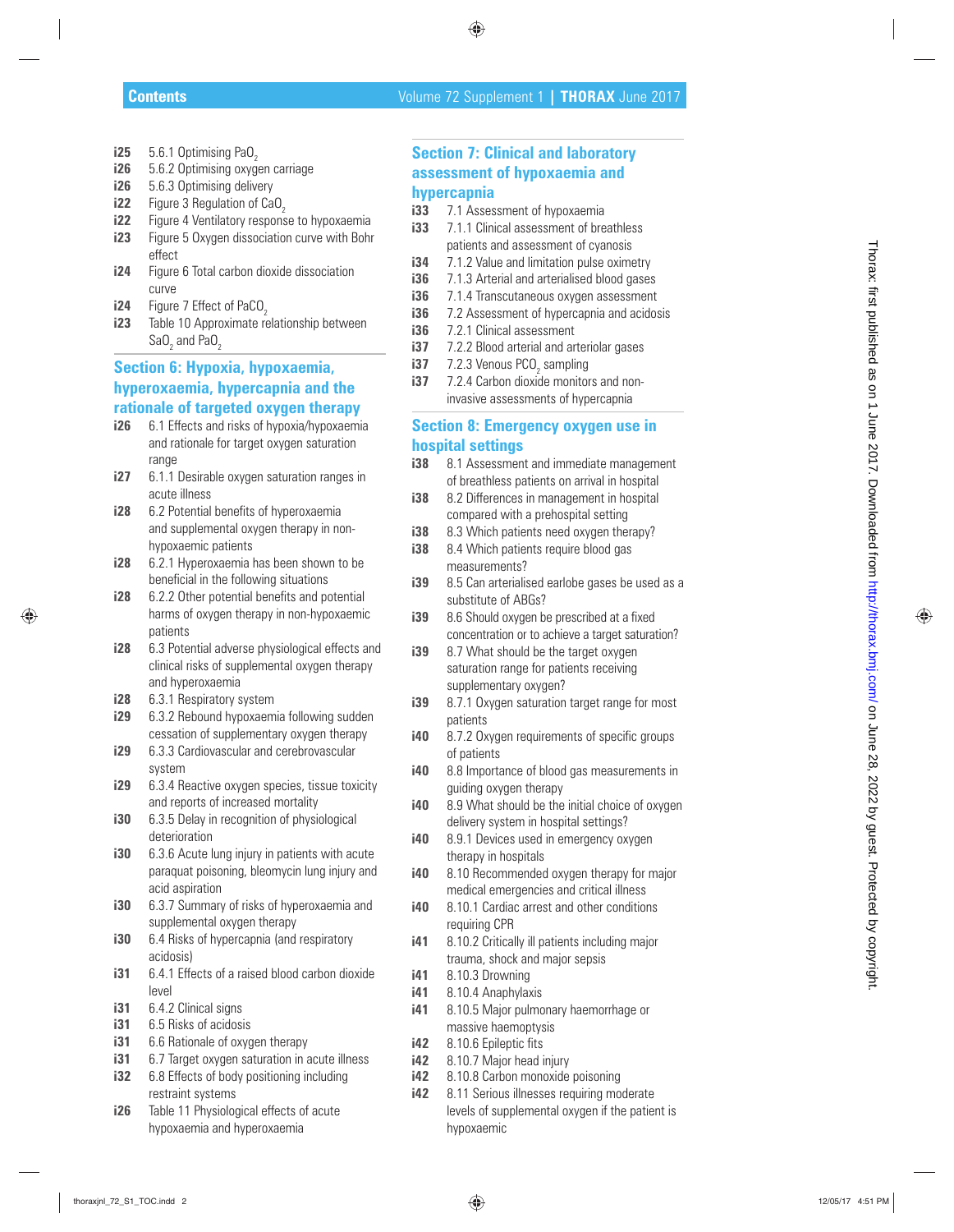i25 5.6.1 Optimising $PaO_2$
i26 5.6.2 Optimising oxygen carriage
i26 5.6.3 Optimising delivery
i22 Figure 3 Regulation of $CaO_2$
i22 Figure 4 Ventilatory response to hypoxaemia
i23 Figure 5 Oxygen dissociation curve with Bohr effect
i24 Figure 6 Total carbon dioxide dissociation curve
i24 Figure 7 Effect of $PaCO_2$
i23 Table 10 Approximate relationship between $SaO_2$ and $PaO_2$

## Section 6: Hypoxia, hypoxaemia, hyperoxaemia, hypercapnia and the rationale of targeted oxygen therapy

i26 6.1 Effects and risks of hypoxia/hypoxaemia and rationale for target oxygen saturation range
i27 6.1.1 Desirable oxygen saturation ranges in acute illness
i28 6.2 Potential benefits of hyperoxaemia and supplemental oxygen therapy in non-hypoxaemic patients
i28 6.2.1 Hyperoxaemia has been shown to be beneficial in the following situations
i28 6.2.2 Other potential benefits and potential harms of oxygen therapy in non-hypoxaemic patients
i28 6.3 Potential adverse physiological effects and clinical risks of supplemental oxygen therapy and hyperoxaemia
i28 6.3.1 Respiratory system
i29 6.3.2 Rebound hypoxaemia following sudden cessation of supplementary oxygen therapy
i29 6.3.3 Cardiovascular and cerebrovascular system
i29 6.3.4 Reactive oxygen species, tissue toxicity and reports of increased mortality
i30 6.3.5 Delay in recognition of physiological deterioration
i30 6.3.6 Acute lung injury in patients with acute paraquat poisoning, bleomycin lung injury and acid aspiration
i30 6.3.7 Summary of risks of hyperoxaemia and supplemental oxygen therapy
i30 6.4 Risks of hypercapnia (and respiratory acidosis)
i31 6.4.1 Effects of a raised blood carbon dioxide level
i31 6.4.2 Clinical signs
i31 6.5 Risks of acidosis
i31 6.6 Rationale of oxygen therapy
i31 6.7 Target oxygen saturation in acute illness
i32 6.8 Effects of body positioning including restraint systems
i26 Table 11 Physiological effects of acute hypoxaemia and hyperoxaemia

## Section 7: Clinical and laboratory assessment of hypoxaemia and hypercapnia

i33 7.1 Assessment of hypoxaemia
i33 7.1.1 Clinical assessment of breathless patients and assessment of cyanosis
i34 7.1.2 Value and limitation pulse oximetry
i36 7.1.3 Arterial and arterialised blood gases
i36 7.1.4 Transcutaneous oxygen assessment
i36 7.2 Assessment of hypercapnia and acidosis
i36 7.2.1 Clinical assessment
i37 7.2.2 Blood arterial and arteriolar gases
i37 7.2.3 Venous $PCO_2$ sampling
i37 7.2.4 Carbon dioxide monitors and non-invasive assessments of hypercapnia

## Section 8: Emergency oxygen use in hospital settings

i38 8.1 Assessment and immediate management of breathless patients on arrival in hospital
i38 8.2 Differences in management in hospital compared with a prehospital setting
i38 8.3 Which patients need oxygen therapy?
i38 8.4 Which patients require blood gas measurements?
i39 8.5 Can arterialised earlobe gases be used as a substitute of ABGs?
i39 8.6 Should oxygen be prescribed at a fixed concentration or to achieve a target saturation?
i39 8.7 What should be the target oxygen saturation range for patients receiving supplementary oxygen?
i39 8.7.1 Oxygen saturation target range for most patients
i40 8.7.2 Oxygen requirements of specific groups of patients
i40 8.8 Importance of blood gas measurements in guiding oxygen therapy
i40 8.9 What should be the initial choice of oxygen delivery system in hospital settings?
i40 8.9.1 Devices used in emergency oxygen therapy in hospitals
i40 8.10 Recommended oxygen therapy for major medical emergencies and critical illness
i40 8.10.1 Cardiac arrest and other conditions requiring CPR
i41 8.10.2 Critically ill patients including major trauma, shock and major sepsis
i41 8.10.3 Drowning
i41 8.10.4 Anaphylaxis
i41 8.10.5 Major pulmonary haemorrhage or massive haemoptysis
i42 8.10.6 Epileptic fits
i42 8.10.7 Major head injury
i42 8.10.8 Carbon monoxide poisoning
i42 8.11 Serious illnesses requiring moderate levels of supplemental oxygen if the patient is hypoxaemic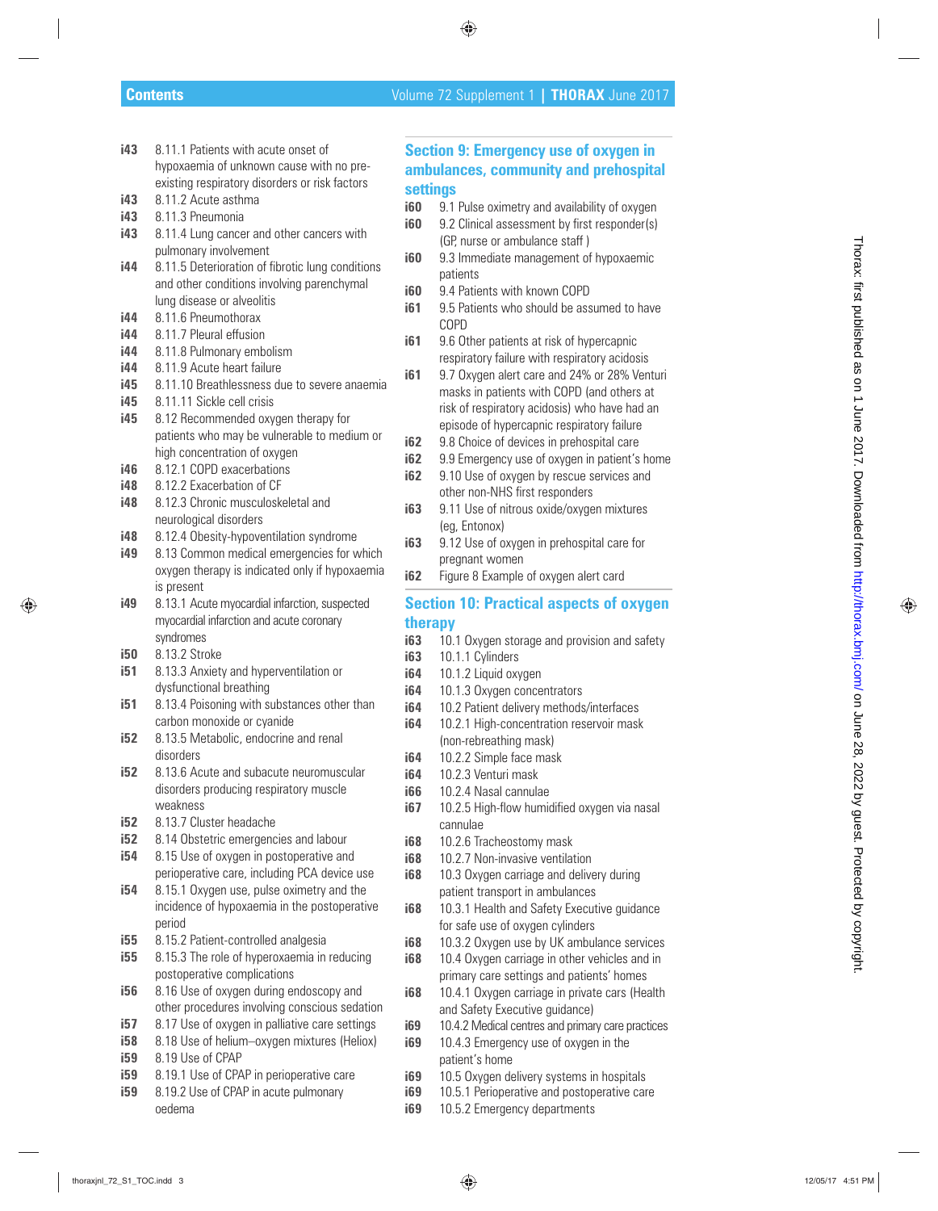i43 8.11.1 Patients with acute onset of hypoxaemia of unknown cause with no pre-existing respiratory disorders or risk factors
i43 8.11.2 Acute asthma
i43 8.11.3 Pneumonia
i43 8.11.4 Lung cancer and other cancers with pulmonary involvement
i44 8.11.5 Deterioration of fibrotic lung conditions and other conditions involving parenchymal lung disease or alveolitis
i44 8.11.6 Pneumothorax
i44 8.11.7 Pleural effusion
i44 8.11.8 Pulmonary embolism
i44 8.11.9 Acute heart failure
i45 8.11.10 Breathlessness due to severe anaemia
i45 8.11.11 Sickle cell crisis
i45 8.12 Recommended oxygen therapy for patients who may be vulnerable to medium or high concentration of oxygen
i46 8.12.1 COPD exacerbations
i48 8.12.2 Exacerbation of CF
i48 8.12.3 Chronic musculoskeletal and neurological disorders
i48 8.12.4 Obesity-hypoventilation syndrome
i49 8.13 Common medical emergencies for which oxygen therapy is indicated only if hypoxaemia is present
i49 8.13.1 Acute myocardial infarction, suspected myocardial infarction and acute coronary syndromes
i50 8.13.2 Stroke
i51 8.13.3 Anxiety and hyperventilation or dysfunctional breathing
i51 8.13.4 Poisoning with substances other than carbon monoxide or cyanide
i52 8.13.5 Metabolic, endocrine and renal disorders
i52 8.13.6 Acute and subacute neuromuscular disorders producing respiratory muscle weakness
i52 8.13.7 Cluster headache
i52 8.14 Obstetric emergencies and labour
i54 8.15 Use of oxygen in postoperative and perioperative care, including PCA device use
i54 8.15.1 Oxygen use, pulse oximetry and the incidence of hypoxaemia in the postoperative period
i55 8.15.2 Patient-controlled analgesia
i55 8.15.3 The role of hyperoxaemia in reducing postoperative complications
i56 8.16 Use of oxygen during endoscopy and other procedures involving conscious sedation
i57 8.17 Use of oxygen in palliative care settings
i58 8.18 Use of helium–oxygen mixtures (Heliox)
i59 8.19 Use of CPAP
i59 8.19.1 Use of CPAP in perioperative care
i59 8.19.2 Use of CPAP in acute pulmonary oedema

## Section 9: Emergency use of oxygen in ambulances, community and prehospital settings

i60 9.1 Pulse oximetry and availability of oxygen
i60 9.2 Clinical assessment by first responder(s) (GP, nurse or ambulance staff )
i60 9.3 Immediate management of hypoxaemic patients
i60 9.4 Patients with known COPD
i61 9.5 Patients who should be assumed to have COPD
i61 9.6 Other patients at risk of hypercapnic respiratory failure with respiratory acidosis
i61 9.7 Oxygen alert care and 24% or 28% Venturi masks in patients with COPD (and others at risk of respiratory acidosis) who have had an episode of hypercapnic respiratory failure
i62 9.8 Choice of devices in prehospital care
i62 9.9 Emergency use of oxygen in patient’s home
i62 9.10 Use of oxygen by rescue services and other non-NHS first responders
i63 9.11 Use of nitrous oxide/oxygen mixtures (eg, Entonox)
i63 9.12 Use of oxygen in prehospital care for pregnant women
i62 Figure 8 Example of oxygen alert card

## Section 10: Practical aspects of oxygen therapy

i63 10.1 Oxygen storage and provision and safety
i63 10.1.1 Cylinders
i64 10.1.2 Liquid oxygen
i64 10.1.3 Oxygen concentrators
i64 10.2 Patient delivery methods/interfaces
i64 10.2.1 High-concentration reservoir mask (non-rebreathing mask)
i64 10.2.2 Simple face mask
i64 10.2.3 Venturi mask
i66 10.2.4 Nasal cannulae
i67 10.2.5 High-flow humidified oxygen via nasal cannulae
i68 10.2.6 Tracheostomy mask
i68 10.2.7 Non-invasive ventilation
i68 10.3 Oxygen carriage and delivery during patient transport in ambulances
i68 10.3.1 Health and Safety Executive guidance for safe use of oxygen cylinders
i68 10.3.2 Oxygen use by UK ambulance services
i68 10.4 Oxygen carriage in other vehicles and in primary care settings and patients’ homes
i68 10.4.1 Oxygen carriage in private cars (Health and Safety Executive guidance)
i69 10.4.2 Medical centres and primary care practices
i69 10.4.3 Emergency use of oxygen in the patient’s home
i69 10.5 Oxygen delivery systems in hospitals
i69 10.5.1 Perioperative and postoperative care
i69 10.5.2 Emergency departments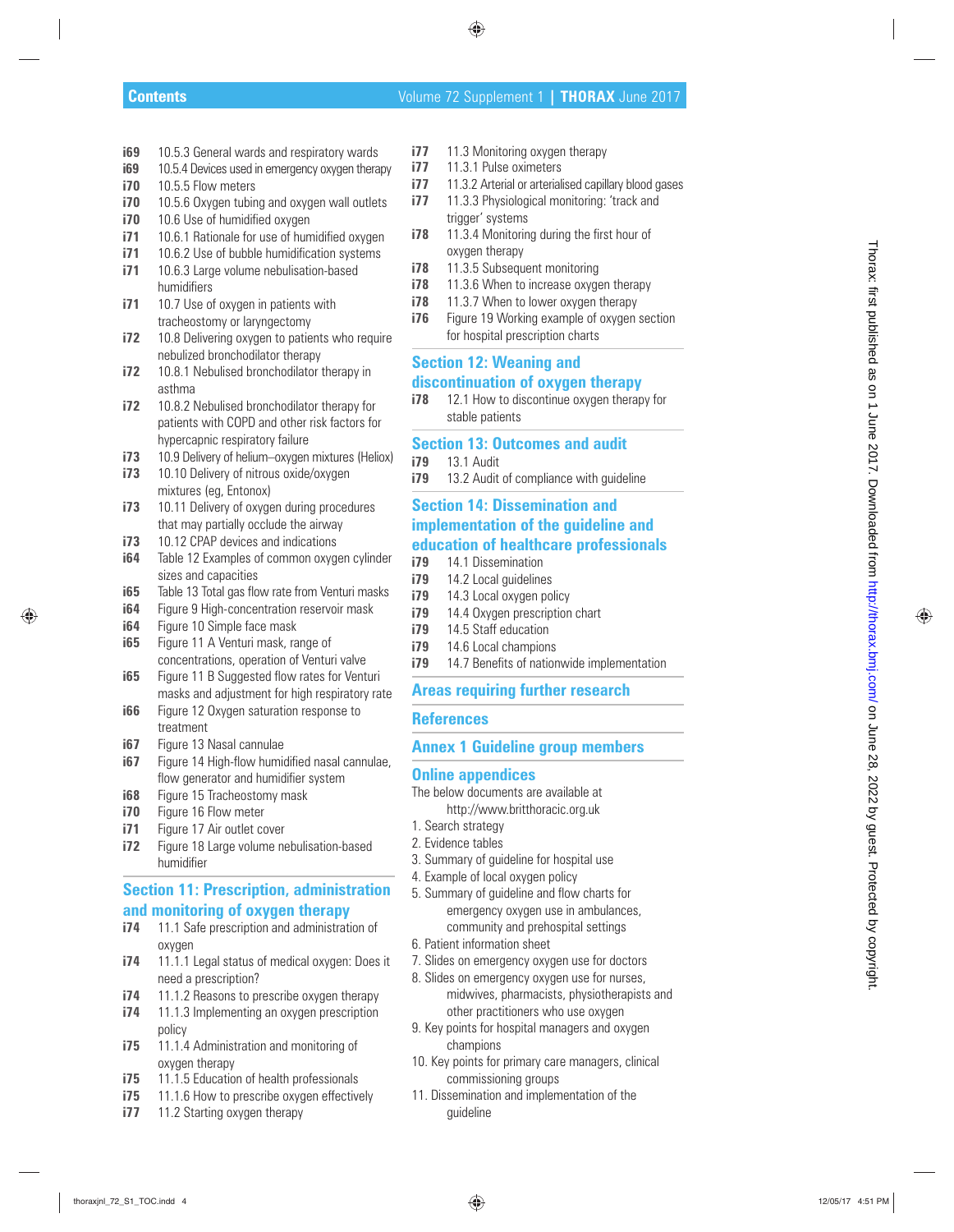i69 10.5.3 General wards and respiratory wards
i69 10.5.4 Devices used in emergency oxygen therapy
i70 10.5.5 Flow meters
i70 10.5.6 Oxygen tubing and oxygen wall outlets
i70 10.6 Use of humidified oxygen
i71 10.6.1 Rationale for use of humidified oxygen
i71 10.6.2 Use of bubble humidification systems
i71 10.6.3 Large volume nebulisation-based humidifiers
i71 10.7 Use of oxygen in patients with tracheostomy or laryngectomy
i72 10.8 Delivering oxygen to patients who require nebulized bronchodilator therapy
i72 10.8.1 Nebulised bronchodilator therapy in asthma
i72 10.8.2 Nebulised bronchodilator therapy for patients with COPD and other risk factors for hypercapnic respiratory failure
i73 10.9 Delivery of helium–oxygen mixtures (Heliox)
i73 10.10 Delivery of nitrous oxide/oxygen mixtures (eg, Entonox)
i73 10.11 Delivery of oxygen during procedures that may partially occlude the airway
i73 10.12 CPAP devices and indications
i64 Table 12 Examples of common oxygen cylinder sizes and capacities
i65 Table 13 Total gas flow rate from Venturi masks
i64 Figure 9 High-concentration reservoir mask
i64 Figure 10 Simple face mask
i65 Figure 11 A Venturi mask, range of concentrations, operation of Venturi valve
i65 Figure 11 B Suggested flow rates for Venturi masks and adjustment for high respiratory rate
i66 Figure 12 Oxygen saturation response to treatment
i67 Figure 13 Nasal cannulae
i67 Figure 14 High-flow humidified nasal cannulae, flow generator and humidifier system
i68 Figure 15 Tracheostomy mask
i70 Figure 16 Flow meter
i71 Figure 17 Air outlet cover
i72 Figure 18 Large volume nebulisation-based humidifier

## Section 11: Prescription, administration and monitoring of oxygen therapy

i74 11.1 Safe prescription and administration of oxygen
i74 11.1.1 Legal status of medical oxygen: Does it need a prescription?
i74 11.1.2 Reasons to prescribe oxygen therapy
i74 11.1.3 Implementing an oxygen prescription policy
i75 11.1.4 Administration and monitoring of oxygen therapy
i75 11.1.5 Education of health professionals
i75 11.1.6 How to prescribe oxygen effectively
i77 11.2 Starting oxygen therapy
i77 11.3 Monitoring oxygen therapy
i77 11.3.1 Pulse oximeters
i77 11.3.2 Arterial or arterialised capillary blood gases
i77 11.3.3 Physiological monitoring: 'track and trigger' systems
i78 11.3.4 Monitoring during the first hour of oxygen therapy
i78 11.3.5 Subsequent monitoring
i78 11.3.6 When to increase oxygen therapy
i78 11.3.7 When to lower oxygen therapy
i76 Figure 19 Working example of oxygen section for hospital prescription charts

## Section 12: Weaning and discontinuation of oxygen therapy

i78 12.1 How to discontinue oxygen therapy for stable patients

## Section 13: Outcomes and audit

i79 13.1 Audit
i79 13.2 Audit of compliance with guideline

## Section 14: Dissemination and implementation of the guideline and education of healthcare professionals

i79 14.1 Dissemination
i79 14.2 Local guidelines
i79 14.3 Local oxygen policy
i79 14.4 Oxygen prescription chart
i79 14.5 Staff education
i79 14.6 Local champions
i79 14.7 Benefits of nationwide implementation

## Areas requiring further research

## References

## Annex 1 Guideline group members

## Online appendices

The below documents are available at http://www.britthoracic.org.uk

1. Search strategy
2. Evidence tables
3. Summary of guideline for hospital use
4. Example of local oxygen policy
5. Summary of guideline and flow charts for emergency oxygen use in ambulances, community and prehospital settings
6. Patient information sheet
7. Slides on emergency oxygen use for doctors
8. Slides on emergency oxygen use for nurses, midwives, pharmacists, physiotherapists and other practitioners who use oxygen
9. Key points for hospital managers and oxygen champions
10. Key points for primary care managers, clinical commissioning groups
11. Dissemination and implementation of the guideline